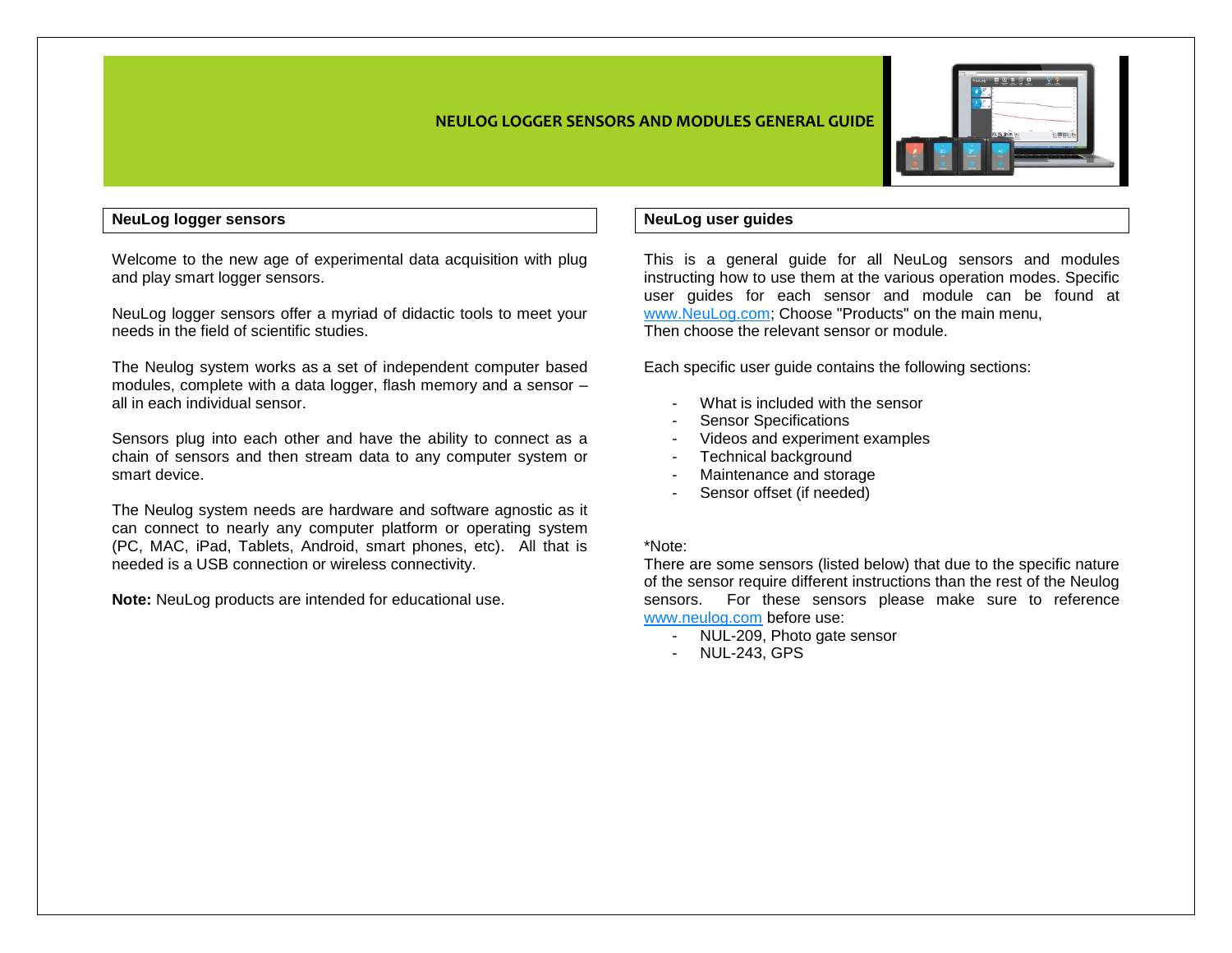# NEULOG LOGGER SENSORS AND MODULES GENERAL GUIDE

## NeuLog logger sensors

Welcome to the new age of experimental data acquisition with plug and play smart logger sensors.

NeuLog logger sensors offer a myriad of didactic tools to meet your needs in the field of scientific studies.

The Neulog system works as a set of independent computer based modules, complete with a data logger, flash memory and a sensor – all in each individual sensor.

Sensors plug into each other and have the ability to connect as a chain of sensors and then stream data to any computer system or smart device.

The Neulog system needs are hardware and software agnostic as it can connect to nearly any computer platform or operating system (PC, MAC, iPad, Tablets, Android, smart phones, etc). All that is needed is a USB connection or wireless connectivity.

**Note:** NeuLog products are intended for educational use.

## NeuLog user guides

This is a general guide for all NeuLog sensors and modules instructing how to use them at the various operation modes. Specific user guides for each sensor and module can be found at www.NeuLog.com; Choose "Products" on the main menu,
Then choose the relevant sensor or module.

Each specific user guide contains the following sections:

- What is included with the sensor
- Sensor Specifications
- Videos and experiment examples
- Technical background
- Maintenance and storage
- Sensor offset (if needed)

*Note:
There are some sensors (listed below) that due to the specific nature of the sensor require different instructions than the rest of the Neulog sensors. For these sensors please make sure to reference www.neulog.com before use:

- NUL-209, Photo gate sensor
- NUL-243, GPS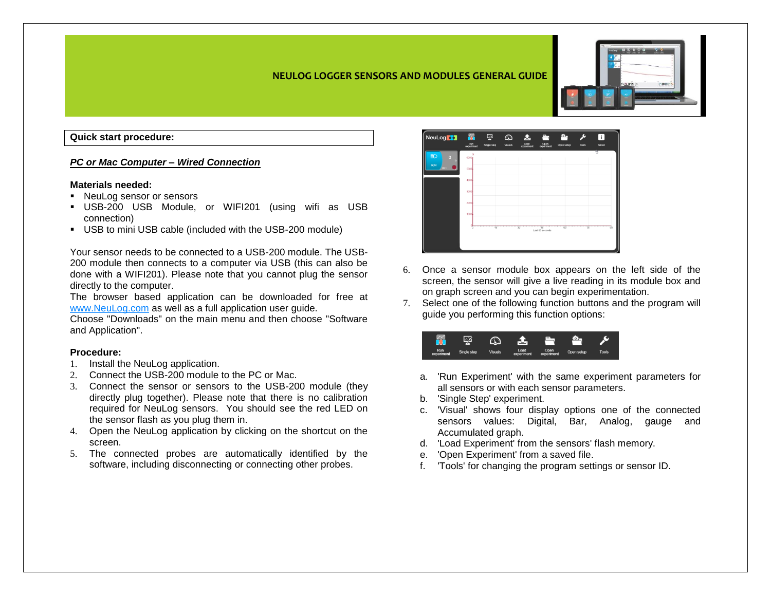**Quick start procedure:**

***PC or Mac Computer – Wired Connection***

**Materials needed:**

- NeuLog sensor or sensors
- USB-200 USB Module, or WIFI201 (using wifi as USB connection)
- USB to mini USB cable (included with the USB-200 module)

Your sensor needs to be connected to a USB-200 module. The USB-200 module then connects to a computer via USB (this can also be done with a WIFI201). Please note that you cannot plug the sensor directly to the computer.

The browser based application can be downloaded for free at www.NeuLog.com as well as a full application user guide.

Choose "Downloads" on the main menu and then choose "Software and Application".

**Procedure:**

1. Install the NeuLog application.
2. Connect the USB-200 module to the PC or Mac.
3. Connect the sensor or sensors to the USB-200 module (they directly plug together). Please note that there is no calibration required for NeuLog sensors. You should see the red LED on the sensor flash as you plug them in.
4. Open the NeuLog application by clicking on the shortcut on the screen.
5. The connected probes are automatically identified by the software, including disconnecting or connecting other probes.
6. Once a sensor module box appears on the left side of the screen, the sensor will give a live reading in its module box and on graph screen and you can begin experimentation.
7. Select one of the following function buttons and the program will guide you performing this function options:

   a. 'Run Experiment' with the same experiment parameters for all sensors or with each sensor parameters.
   b. 'Single Step' experiment.
   c. 'Visual' shows four display options one of the connected sensors values: Digital, Bar, Analog, gauge and Accumulated graph.
   d. 'Load Experiment' from the sensors' flash memory.
   e. 'Open Experiment' from a saved file.
   f. 'Tools' for changing the program settings or sensor ID.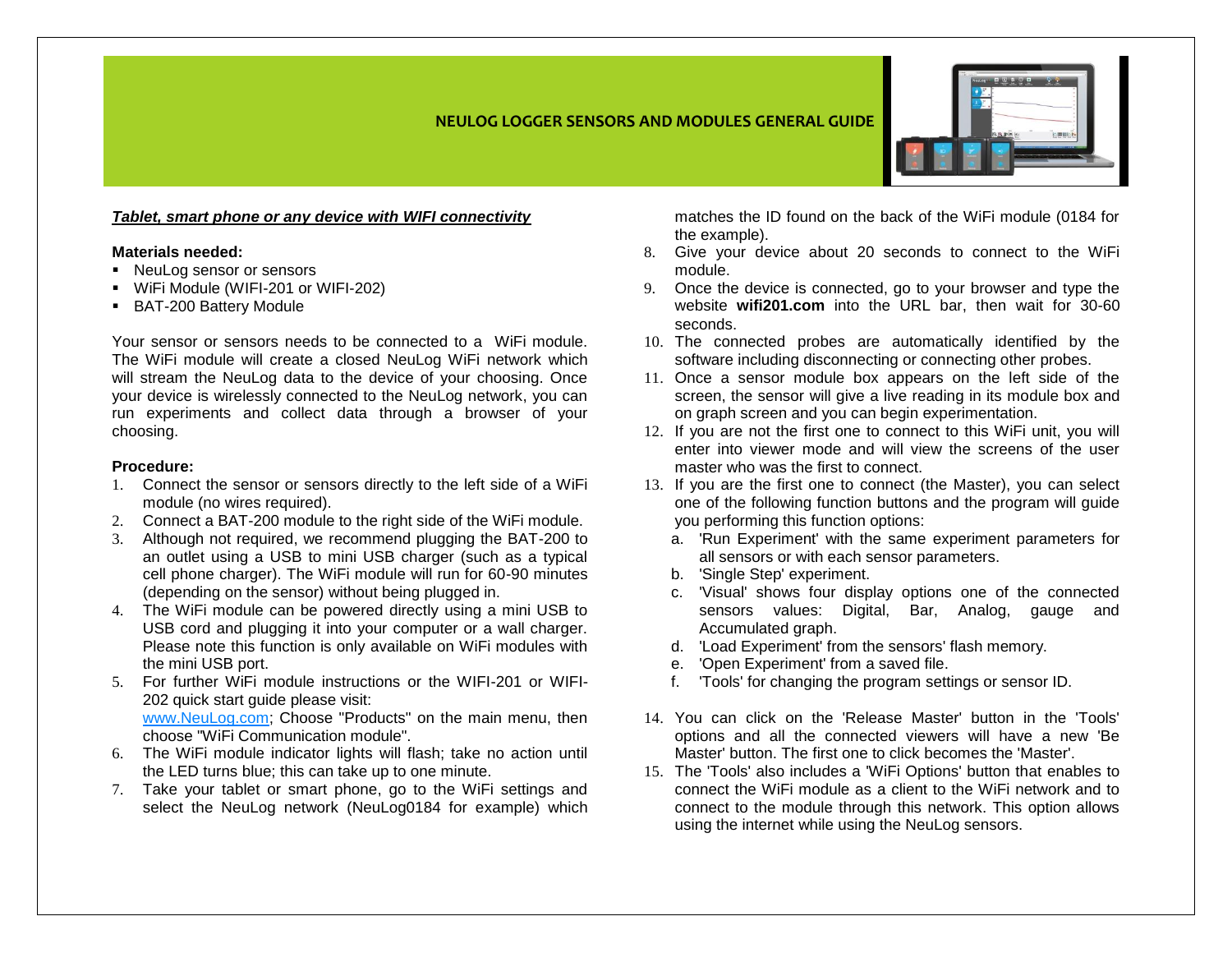# NEULOG LOGGER SENSORS AND MODULES GENERAL GUIDE

***Tablet, smart phone or any device with WIFI connectivity***

**Materials needed:**

- NeuLog sensor or sensors
- WiFi Module (WIFI-201 or WIFI-202)
- BAT-200 Battery Module

Your sensor or sensors needs to be connected to a WiFi module. The WiFi module will create a closed NeuLog WiFi network which will stream the NeuLog data to the device of your choosing. Once your device is wirelessly connected to the NeuLog network, you can run experiments and collect data through a browser of your choosing.

**Procedure:**

1. Connect the sensor or sensors directly to the left side of a WiFi module (no wires required).
2. Connect a BAT-200 module to the right side of the WiFi module.
3. Although not required, we recommend plugging the BAT-200 to an outlet using a USB to mini USB charger (such as a typical cell phone charger). The WiFi module will run for 60-90 minutes (depending on the sensor) without being plugged in.
4. The WiFi module can be powered directly using a mini USB to USB cord and plugging it into your computer or a wall charger. Please note this function is only available on WiFi modules with the mini USB port.
5. For further WiFi module instructions or the WIFI-201 or WIFI-202 quick start guide please visit: [www.NeuLog.com](http://www.NeuLog.com); Choose "Products" on the main menu, then choose "WiFi Communication module".
6. The WiFi module indicator lights will flash; take no action until the LED turns blue; this can take up to one minute.
7. Take your tablet or smart phone, go to the WiFi settings and select the NeuLog network (NeuLog0184 for example) which matches the ID found on the back of the WiFi module (0184 for the example).
8. Give your device about 20 seconds to connect to the WiFi module.
9. Once the device is connected, go to your browser and type the website **wifi201.com** into the URL bar, then wait for 30-60 seconds.
10. The connected probes are automatically identified by the software including disconnecting or connecting other probes.
11. Once a sensor module box appears on the left side of the screen, the sensor will give a live reading in its module box and on graph screen and you can begin experimentation.
12. If you are not the first one to connect to this WiFi unit, you will enter into viewer mode and will view the screens of the user master who was the first to connect.
13. If you are the first one to connect (the Master), you can select one of the following function buttons and the program will guide you performing this function options:
    a. 'Run Experiment' with the same experiment parameters for all sensors or with each sensor parameters.
    b. 'Single Step' experiment.
    c. 'Visual' shows four display options one of the connected sensors values: Digital, Bar, Analog, gauge and Accumulated graph.
    d. 'Load Experiment' from the sensors' flash memory.
    e. 'Open Experiment' from a saved file.
    f. 'Tools' for changing the program settings or sensor ID.
14. You can click on the 'Release Master' button in the 'Tools' options and all the connected viewers will have a new 'Be Master' button. The first one to click becomes the 'Master'.
15. The 'Tools' also includes a 'WiFi Options' button that enables to connect the WiFi module as a client to the WiFi network and to connect to the module through this network. This option allows using the internet while using the NeuLog sensors.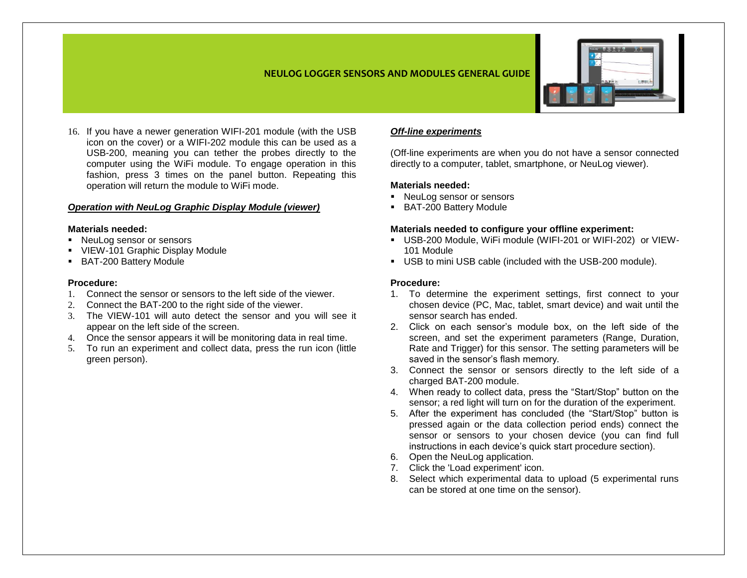16. If you have a newer generation WIFI-201 module (with the USB icon on the cover) or a WIFI-202 module this can be used as a USB-200, meaning you can tether the probes directly to the computer using the WiFi module. To engage operation in this fashion, press 3 times on the panel button. Repeating this operation will return the module to WiFi mode.

***Operation with NeuLog Graphic Display Module (viewer)***

**Materials needed:**

- NeuLog sensor or sensors
- VIEW-101 Graphic Display Module
- BAT-200 Battery Module

**Procedure:**

1. Connect the sensor or sensors to the left side of the viewer.
2. Connect the BAT-200 to the right side of the viewer.
3. The VIEW-101 will auto detect the sensor and you will see it appear on the left side of the screen.
4. Once the sensor appears it will be monitoring data in real time.
5. To run an experiment and collect data, press the run icon (little green person).

***Off-line experiments***

(Off-line experiments are when you do not have a sensor connected directly to a computer, tablet, smartphone, or NeuLog viewer).

**Materials needed:**

- NeuLog sensor or sensors
- BAT-200 Battery Module

**Materials needed to configure your offline experiment:**

- USB-200 Module, WiFi module (WIFI-201 or WIFI-202) or VIEW-101 Module
- USB to mini USB cable (included with the USB-200 module).

**Procedure:**

1. To determine the experiment settings, first connect to your chosen device (PC, Mac, tablet, smart device) and wait until the sensor search has ended.
2. Click on each sensor's module box, on the left side of the screen, and set the experiment parameters (Range, Duration, Rate and Trigger) for this sensor. The setting parameters will be saved in the sensor's flash memory.
3. Connect the sensor or sensors directly to the left side of a charged BAT-200 module.
4. When ready to collect data, press the "Start/Stop" button on the sensor; a red light will turn on for the duration of the experiment.
5. After the experiment has concluded (the "Start/Stop" button is pressed again or the data collection period ends) connect the sensor or sensors to your chosen device (you can find full instructions in each device's quick start procedure section).
6. Open the NeuLog application.
7. Click the 'Load experiment' icon.
8. Select which experimental data to upload (5 experimental runs can be stored at one time on the sensor).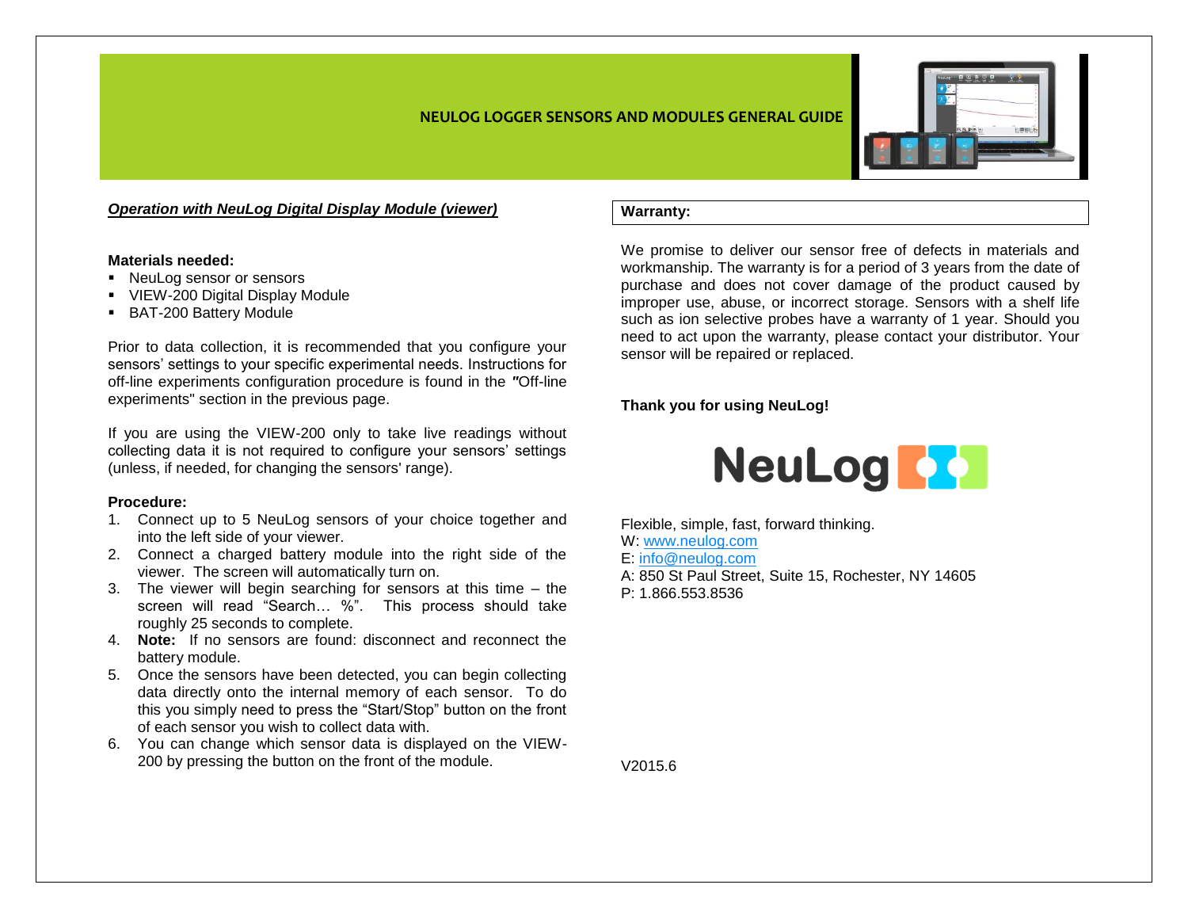NEULOG LOGGER SENSORS AND MODULES GENERAL GUIDE

***Operation with NeuLog Digital Display Module (viewer)***

**Materials needed:**

- NeuLog sensor or sensors
- VIEW-200 Digital Display Module
- BAT-200 Battery Module

Prior to data collection, it is recommended that you configure your sensors' settings to your specific experimental needs. Instructions for off-line experiments configuration procedure is found in the "Off-line experiments" section in the previous page.

If you are using the VIEW-200 only to take live readings without collecting data it is not required to configure your sensors' settings (unless, if needed, for changing the sensors' range).

**Procedure:**

1. Connect up to 5 NeuLog sensors of your choice together and into the left side of your viewer.
2. Connect a charged battery module into the right side of the viewer. The screen will automatically turn on.
3. The viewer will begin searching for sensors at this time – the screen will read "Search… %". This process should take roughly 25 seconds to complete.
4. **Note:** If no sensors are found: disconnect and reconnect the battery module.
5. Once the sensors have been detected, you can begin collecting data directly onto the internal memory of each sensor. To do this you simply need to press the "Start/Stop" button on the front of each sensor you wish to collect data with.
6. You can change which sensor data is displayed on the VIEW-200 by pressing the button on the front of the module.

**Warranty:**

We promise to deliver our sensor free of defects in materials and workmanship. The warranty is for a period of 3 years from the date of purchase and does not cover damage of the product caused by improper use, abuse, or incorrect storage. Sensors with a shelf life such as ion selective probes have a warranty of 1 year. Should you need to act upon the warranty, please contact your distributor. Your sensor will be repaired or replaced.

**Thank you for using NeuLog!**

NeuLog

Flexible, simple, fast, forward thinking.
W: www.neulog.com
E: info@neulog.com
A: 850 St Paul Street, Suite 15, Rochester, NY 14605
P: 1.866.553.8536

V2015.6